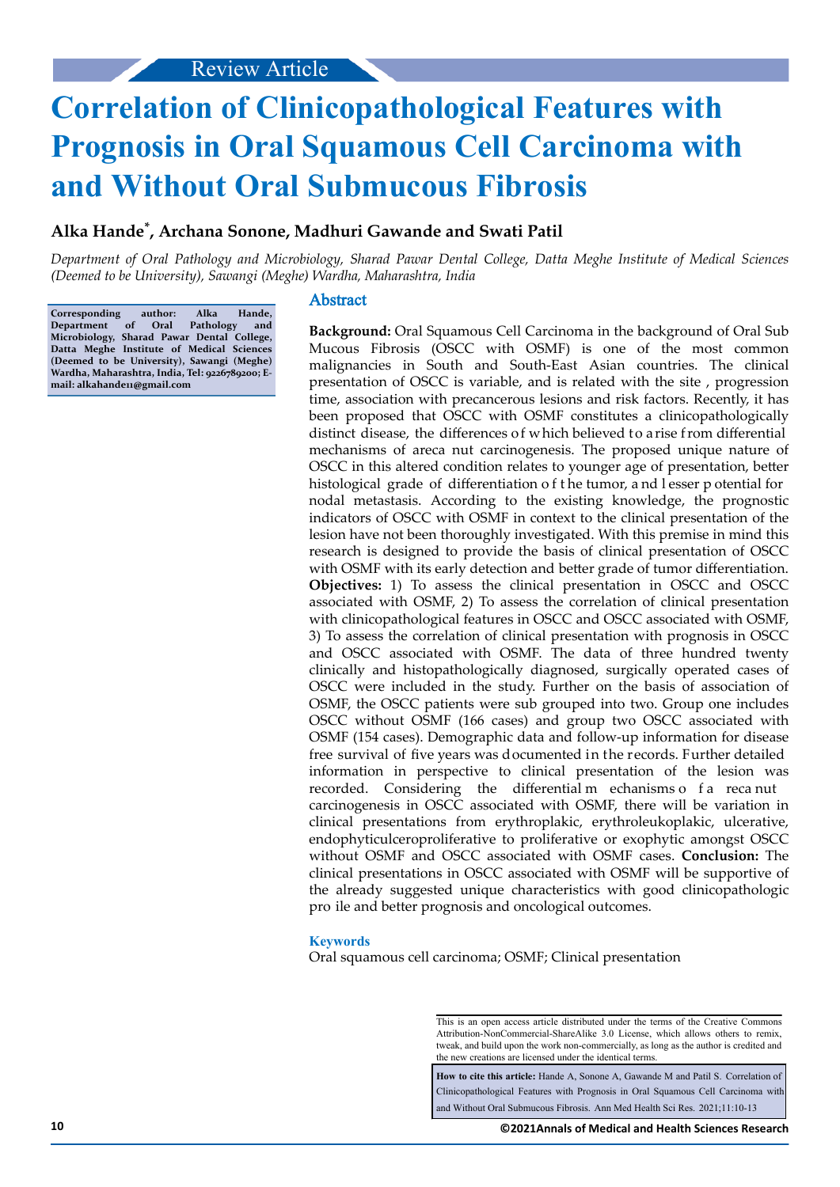Review Article

# Correlation of Clinicopathological Features with Prognosis in Oral Squamous Cell Carcinoma with and Without Oral Submucous Fibrosis

**Alka Hande*, Archana Sonone, Madhuri Gawande and Swati Patil**

*Department of Oral Pathology and Microbiology, Sharad Pawar Dental College, Datta Meghe Institute of Medical Sciences (Deemed to be University), Sawangi (Meghe) Wardha, Maharashtra, India*

**Corresponding author: Alka Hande, Department of Oral Pathology and Microbiology, Sharad Pawar Dental College, Datta Meghe Institute of Medical Sciences (Deemed to be University), Sawangi (Meghe) Wardha, Maharashtra, India, Tel: 9226789200; E-mail: alkahande11@gmail.com**

## Abstract

**Background:** Oral Squamous Cell Carcinoma in the background of Oral Sub Mucous Fibrosis (OSCC with OSMF) is one of the most common malignancies in South and South-East Asian countries. The clinical presentation of OSCC is variable, and is related with the site , progression time, association with precancerous lesions and risk factors. Recently, it has been proposed that OSCC with OSMF constitutes a clinicopathologically distinct disease, the differences of which believed to arise from differential mechanisms of areca nut carcinogenesis. The proposed unique nature of OSCC in this altered condition relates to younger age of presentation, better histological grade of differentiation of the tumor, and lesser potential for nodal metastasis. According to the existing knowledge, the prognostic indicators of OSCC with OSMF in context to the clinical presentation of the lesion have not been thoroughly investigated. With this premise in mind this research is designed to provide the basis of clinical presentation of OSCC with OSMF with its early detection and better grade of tumor differentiation. **Objectives:** 1) To assess the clinical presentation in OSCC and OSCC associated with OSMF, 2) To assess the correlation of clinical presentation with clinicopathological features in OSCC and OSCC associated with OSMF, 3) To assess the correlation of clinical presentation with prognosis in OSCC and OSCC associated with OSMF. The data of three hundred twenty clinically and histopathologically diagnosed, surgically operated cases of OSCC were included in the study. Further on the basis of association of OSMF, the OSCC patients were sub grouped into two. Group one includes OSCC without OSMF (166 cases) and group two OSCC associated with OSMF (154 cases). Demographic data and follow-up information for disease free survival of five years was documented in the records. Further detailed information in perspective to clinical presentation of the lesion was recorded. Considering the differential mechanisms of areca nut carcinogenesis in OSCC associated with OSMF, there will be variation in clinical presentations from erythroplakic, erythroleukoplakic, ulcerative, endophyticulceroproliferative to proliferative or exophytic amongst OSCC without OSMF and OSCC associated with OSMF cases. **Conclusion:** The clinical presentations in OSCC associated with OSMF will be supportive of the already suggested unique characteristics with good clinicopathologic pro ile and better prognosis and oncological outcomes.

### Keywords

Oral squamous cell carcinoma; OSMF; Clinical presentation

This is an open access article distributed under the terms of the Creative Commons Attribution-NonCommercial-ShareAlike 3.0 License, which allows others to remix, tweak, and build upon the work non-commercially, as long as the author is credited and the new creations are licensed under the identical terms.

**How to cite this article:** Hande A, Sonone A, Gawande M and Patil S. Correlation of Clinicopathological Features with Prognosis in Oral Squamous Cell Carcinoma with and Without Oral Submucous Fibrosis. Ann Med Health Sci Res. 2021;11:10-13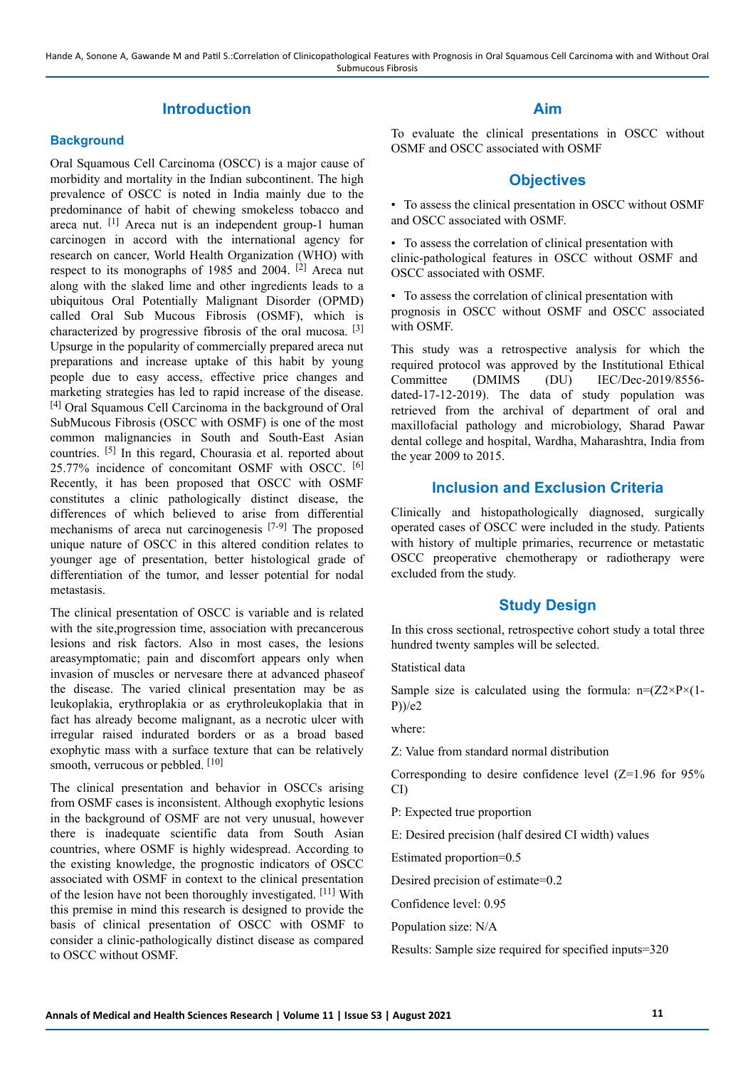## Introduction

### Background

Oral Squamous Cell Carcinoma (OSCC) is a major cause of morbidity and mortality in the Indian subcontinent. The high prevalence of OSCC is noted in India mainly due to the predominance of habit of chewing smokeless tobacco and areca nut. [1] Areca nut is an independent group-1 human carcinogen in accord with the international agency for research on cancer, World Health Organization (WHO) with respect to its monographs of 1985 and 2004. [2] Areca nut along with the slaked lime and other ingredients leads to a ubiquitous Oral Potentially Malignant Disorder (OPMD) called Oral Sub Mucous Fibrosis (OSMF), which is characterized by progressive fibrosis of the oral mucosa. [3] Upsurge in the popularity of commercially prepared areca nut preparations and increase uptake of this habit by young people due to easy access, effective price changes and marketing strategies has led to rapid increase of the disease. [4] Oral Squamous Cell Carcinoma in the background of Oral SubMucous Fibrosis (OSCC with OSMF) is one of the most common malignancies in South and South-East Asian countries. [5] In this regard, Chourasia et al. reported about 25.77% incidence of concomitant OSMF with OSCC. [6] Recently, it has been proposed that OSCC with OSMF constitutes a clinic pathologically distinct disease, the differences of which believed to arise from differential mechanisms of areca nut carcinogenesis [7-9] The proposed unique nature of OSCC in this altered condition relates to younger age of presentation, better histological grade of differentiation of the tumor, and lesser potential for nodal metastasis.

The clinical presentation of OSCC is variable and is related with the site,progression time, association with precancerous lesions and risk factors. Also in most cases, the lesions areasymptomatic; pain and discomfort appears only when invasion of muscles or nervesare there at advanced phaseof the disease. The varied clinical presentation may be as leukoplakia, erythroplakia or as erythroleukoplakia that in fact has already become malignant, as a necrotic ulcer with irregular raised indurated borders or as a broad based exophytic mass with a surface texture that can be relatively smooth, verrucous or pebbled. [10]

The clinical presentation and behavior in OSCCs arising from OSMF cases is inconsistent. Although exophytic lesions in the background of OSMF are not very unusual, however there is inadequate scientific data from South Asian countries, where OSMF is highly widespread. According to the existing knowledge, the prognostic indicators of OSCC associated with OSMF in context to the clinical presentation of the lesion have not been thoroughly investigated. [11] With this premise in mind this research is designed to provide the basis of clinical presentation of OSCC with OSMF to consider a clinic-pathologically distinct disease as compared to OSCC without OSMF.

## Aim

To evaluate the clinical presentations in OSCC without OSMF and OSCC associated with OSMF

## Objectives

- To assess the clinical presentation in OSCC without OSMF and OSCC associated with OSMF.
- To assess the correlation of clinical presentation with clinic-pathological features in OSCC without OSMF and OSCC associated with OSMF.
- To assess the correlation of clinical presentation with prognosis in OSCC without OSMF and OSCC associated with OSMF.

This study was a retrospective analysis for which the required protocol was approved by the Institutional Ethical Committee (DMIMS (DU) IEC/Dec-2019/8556-dated-17-12-2019). The data of study population was retrieved from the archival of department of oral and maxillofacial pathology and microbiology, Sharad Pawar dental college and hospital, Wardha, Maharashtra, India from the year 2009 to 2015.

## Inclusion and Exclusion Criteria

Clinically and histopathologically diagnosed, surgically operated cases of OSCC were included in the study. Patients with history of multiple primaries, recurrence or metastatic OSCC preoperative chemotherapy or radiotherapy were excluded from the study.

## Study Design

In this cross sectional, retrospective cohort study a total three hundred twenty samples will be selected.

Statistical data

Sample size is calculated using the formula: n=(Z2×P×(1-P))/e2

where:

Z: Value from standard normal distribution

Corresponding to desire confidence level (Z=1.96 for 95% CI)

P: Expected true proportion

E: Desired precision (half desired CI width) values

Estimated proportion=0.5

Desired precision of estimate=0.2

Confidence level: 0.95

Population size: N/A

Results: Sample size required for specified inputs=320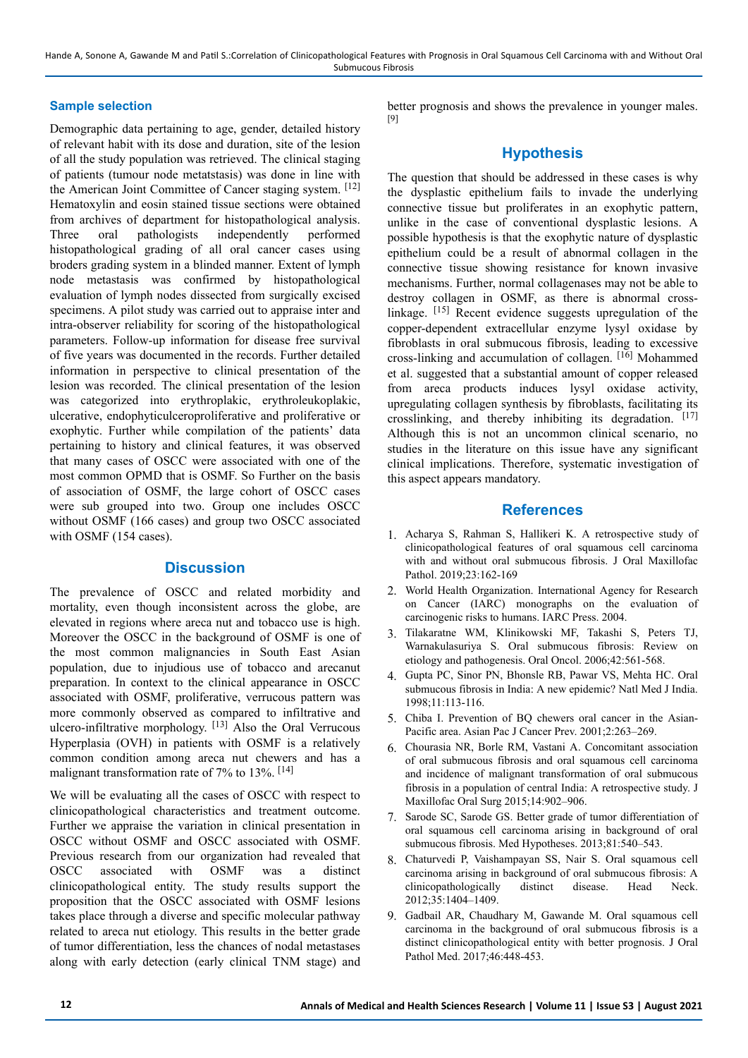### Sample selection

Demographic data pertaining to age, gender, detailed history of relevant habit with its dose and duration, site of the lesion of all the study population was retrieved. The clinical staging of patients (tumour node metatstasis) was done in line with the American Joint Committee of Cancer staging system. [12] Hematoxylin and eosin stained tissue sections were obtained from archives of department for histopathological analysis. Three oral pathologists independently performed histopathological grading of all oral cancer cases using broders grading system in a blinded manner. Extent of lymph node metastasis was confirmed by histopathological evaluation of lymph nodes dissected from surgically excised specimens. A pilot study was carried out to appraise inter and intra-observer reliability for scoring of the histopathological parameters. Follow-up information for disease free survival of five years was documented in the records. Further detailed information in perspective to clinical presentation of the lesion was recorded. The clinical presentation of the lesion was categorized into erythroplakic, erythroleukoplakic, ulcerative, endophyticulceroproliferative and proliferative or exophytic. Further while compilation of the patients' data pertaining to history and clinical features, it was observed that many cases of OSCC were associated with one of the most common OPMD that is OSMF. So Further on the basis of association of OSMF, the large cohort of OSCC cases were sub grouped into two. Group one includes OSCC without OSMF (166 cases) and group two OSCC associated with OSMF (154 cases).

## Discussion

The prevalence of OSCC and related morbidity and mortality, even though inconsistent across the globe, are elevated in regions where areca nut and tobacco use is high. Moreover the OSCC in the background of OSMF is one of the most common malignancies in South East Asian population, due to injudious use of tobacco and arecanut preparation. In context to the clinical appearance in OSCC associated with OSMF, proliferative, verrucous pattern was more commonly observed as compared to infiltrative and ulcero-infiltrative morphology. [13] Also the Oral Verrucous Hyperplasia (OVH) in patients with OSMF is a relatively common condition among areca nut chewers and has a malignant transformation rate of 7% to 13%. [14]

We will be evaluating all the cases of OSCC with respect to clinicopathological characteristics and treatment outcome. Further we appraise the variation in clinical presentation in OSCC without OSMF and OSCC associated with OSMF. Previous research from our organization had revealed that OSCC associated with OSMF was a distinct clinicopathological entity. The study results support the proposition that the OSCC associated with OSMF lesions takes place through a diverse and specific molecular pathway related to areca nut etiology. This results in the better grade of tumor differentiation, less the chances of nodal metastases along with early detection (early clinical TNM stage) and better prognosis and shows the prevalence in younger males. [9]

## Hypothesis

The question that should be addressed in these cases is why the dysplastic epithelium fails to invade the underlying connective tissue but proliferates in an exophytic pattern, unlike in the case of conventional dysplastic lesions. A possible hypothesis is that the exophytic nature of dysplastic epithelium could be a result of abnormal collagen in the connective tissue showing resistance for known invasive mechanisms. Further, normal collagenases may not be able to destroy collagen in OSMF, as there is abnormal cross-linkage. [15] Recent evidence suggests upregulation of the copper-dependent extracellular enzyme lysyl oxidase by fibroblasts in oral submucous fibrosis, leading to excessive cross-linking and accumulation of collagen. [16] Mohammed et al. suggested that a substantial amount of copper released from areca products induces lysyl oxidase activity, upregulating collagen synthesis by fibroblasts, facilitating its crosslinking, and thereby inhibiting its degradation. [17] Although this is not an uncommon clinical scenario, no studies in the literature on this issue have any significant clinical implications. Therefore, systematic investigation of this aspect appears mandatory.

## References

1. Acharya S, Rahman S, Hallikeri K. A retrospective study of clinicopathological features of oral squamous cell carcinoma with and without oral submucous fibrosis. J Oral Maxillofac Pathol. 2019;23:162-169
2. World Health Organization. International Agency for Research on Cancer (IARC) monographs on the evaluation of carcinogenic risks to humans. IARC Press. 2004.
3. Tilakaratne WM, Klinikowski MF, Takashi S, Peters TJ, Warnakulasuriya S. Oral submucous fibrosis: Review on etiology and pathogenesis. Oral Oncol. 2006;42:561-568.
4. Gupta PC, Sinor PN, Bhonsle RB, Pawar VS, Mehta HC. Oral submucous fibrosis in India: A new epidemic? Natl Med J India. 1998;11:113-116.
5. Chiba I. Prevention of BQ chewers oral cancer in the Asian-Pacific area. Asian Pac J Cancer Prev. 2001;2:263–269.
6. Chourasia NR, Borle RM, Vastani A. Concomitant association of oral submucous fibrosis and oral squamous cell carcinoma and incidence of malignant transformation of oral submucous fibrosis in a population of central India: A retrospective study. J Maxillofac Oral Surg 2015;14:902–906.
7. Sarode SC, Sarode GS. Better grade of tumor differentiation of oral squamous cell carcinoma arising in background of oral submucous fibrosis. Med Hypotheses. 2013;81:540–543.
8. Chaturvedi P, Vaishampayan SS, Nair S. Oral squamous cell carcinoma arising in background of oral submucous fibrosis: A clinicopathologically distinct disease. Head Neck. 2012;35:1404–1409.
9. Gadbail AR, Chaudhary M, Gawande M. Oral squamous cell carcinoma in the background of oral submucous fibrosis is a distinct clinicopathological entity with better prognosis. J Oral Pathol Med. 2017;46:448-453.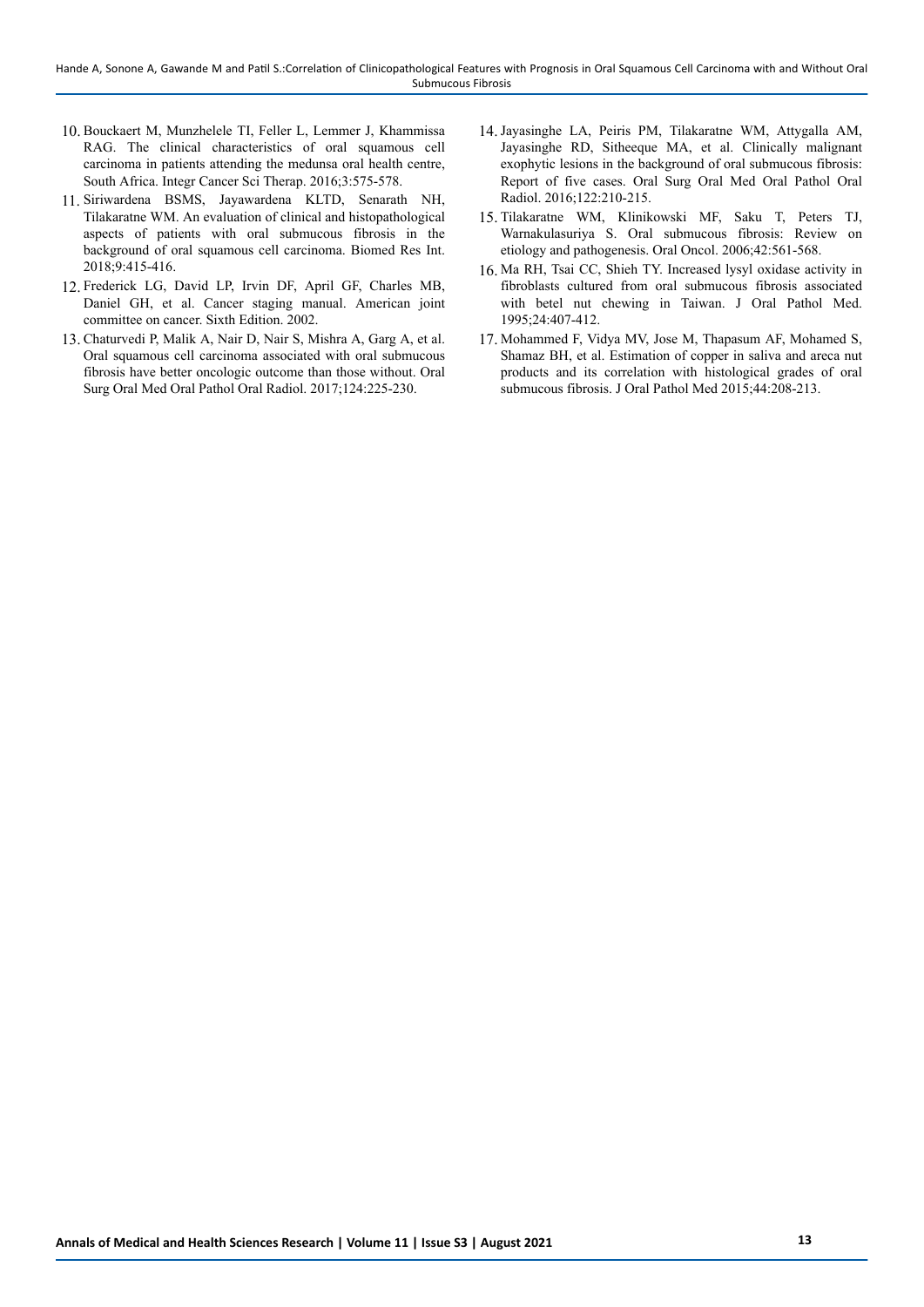10. Bouckaert M, Munzhelele TI, Feller L, Lemmer J, Khammissa RAG. The clinical characteristics of oral squamous cell carcinoma in patients attending the medunsa oral health centre, South Africa. Integr Cancer Sci Therap. 2016;3:575-578.
11. Siriwardena BSMS, Jayawardena KLTD, Senarath NH, Tilakaratne WM. An evaluation of clinical and histopathological aspects of patients with oral submucous fibrosis in the background of oral squamous cell carcinoma. Biomed Res Int. 2018;9:415-416.
12. Frederick LG, David LP, Irvin DF, April GF, Charles MB, Daniel GH, et al. Cancer staging manual. American joint committee on cancer. Sixth Edition. 2002.
13. Chaturvedi P, Malik A, Nair D, Nair S, Mishra A, Garg A, et al. Oral squamous cell carcinoma associated with oral submucous fibrosis have better oncologic outcome than those without. Oral Surg Oral Med Oral Pathol Oral Radiol. 2017;124:225-230.
14. Jayasinghe LA, Peiris PM, Tilakaratne WM, Attygalla AM, Jayasinghe RD, Sitheeque MA, et al. Clinically malignant exophytic lesions in the background of oral submucous fibrosis: Report of five cases. Oral Surg Oral Med Oral Pathol Oral Radiol. 2016;122:210-215.
15. Tilakaratne WM, Klinikowski MF, Saku T, Peters TJ, Warnakulasuriya S. Oral submucous fibrosis: Review on etiology and pathogenesis. Oral Oncol. 2006;42:561-568.
16. Ma RH, Tsai CC, Shieh TY. Increased lysyl oxidase activity in fibroblasts cultured from oral submucous fibrosis associated with betel nut chewing in Taiwan. J Oral Pathol Med. 1995;24:407-412.
17. Mohammed F, Vidya MV, Jose M, Thapasum AF, Mohamed S, Shamaz BH, et al. Estimation of copper in saliva and areca nut products and its correlation with histological grades of oral submucous fibrosis. J Oral Pathol Med 2015;44:208-213.